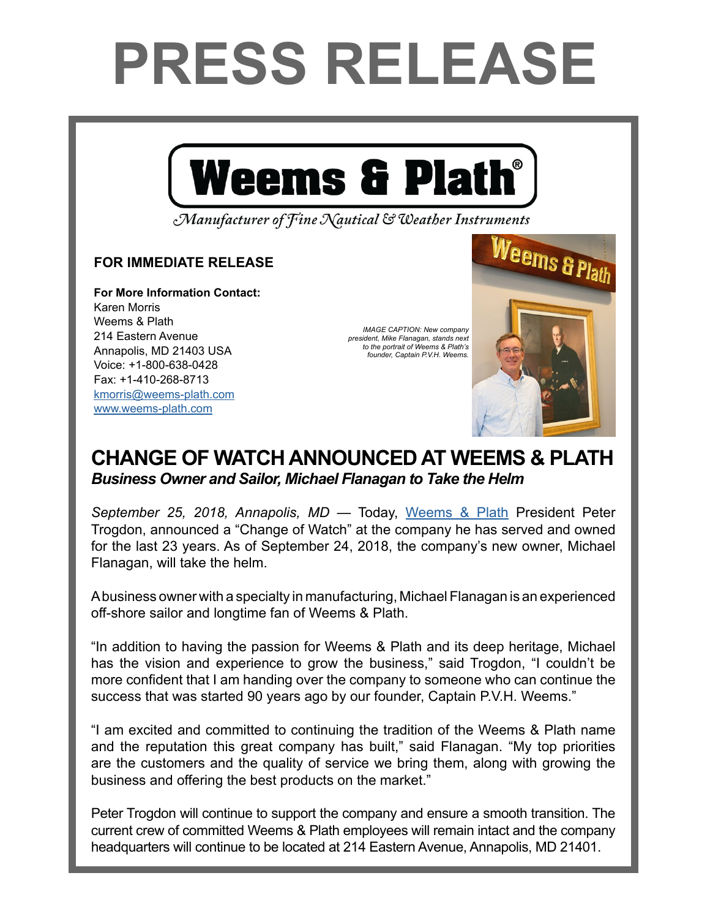# PRESS RELEASE

**Weems & Plath®**

*Manufacturer of Fine Nautical & Weather Instruments*

**FOR IMMEDIATE RELEASE**

**For More Information Contact:**
Karen Morris
Weems & Plath
214 Eastern Avenue
Annapolis, MD 21403 USA
Voice: +1-800-638-0428
Fax: +1-410-268-8713
kmorris@weems-plath.com
www.weems-plath.com

*IMAGE CAPTION: New company president, Mike Flanagan, stands next to the portrait of Weems & Plath's founder, Captain P.V.H. Weems.*

## CHANGE OF WATCH ANNOUNCED AT WEEMS & PLATH

***Business Owner and Sailor, Michael Flanagan to Take the Helm***

*September 25, 2018, Annapolis, MD* — Today, Weems & Plath President Peter Trogdon, announced a "Change of Watch" at the company he has served and owned for the last 23 years. As of September 24, 2018, the company's new owner, Michael Flanagan, will take the helm.

A business owner with a specialty in manufacturing, Michael Flanagan is an experienced off-shore sailor and longtime fan of Weems & Plath.

"In addition to having the passion for Weems & Plath and its deep heritage, Michael has the vision and experience to grow the business," said Trogdon, "I couldn't be more confident that I am handing over the company to someone who can continue the success that was started 90 years ago by our founder, Captain P.V.H. Weems."

"I am excited and committed to continuing the tradition of the Weems & Plath name and the reputation this great company has built," said Flanagan. "My top priorities are the customers and the quality of service we bring them, along with growing the business and offering the best products on the market."

Peter Trogdon will continue to support the company and ensure a smooth transition. The current crew of committed Weems & Plath employees will remain intact and the company headquarters will continue to be located at 214 Eastern Avenue, Annapolis, MD 21401.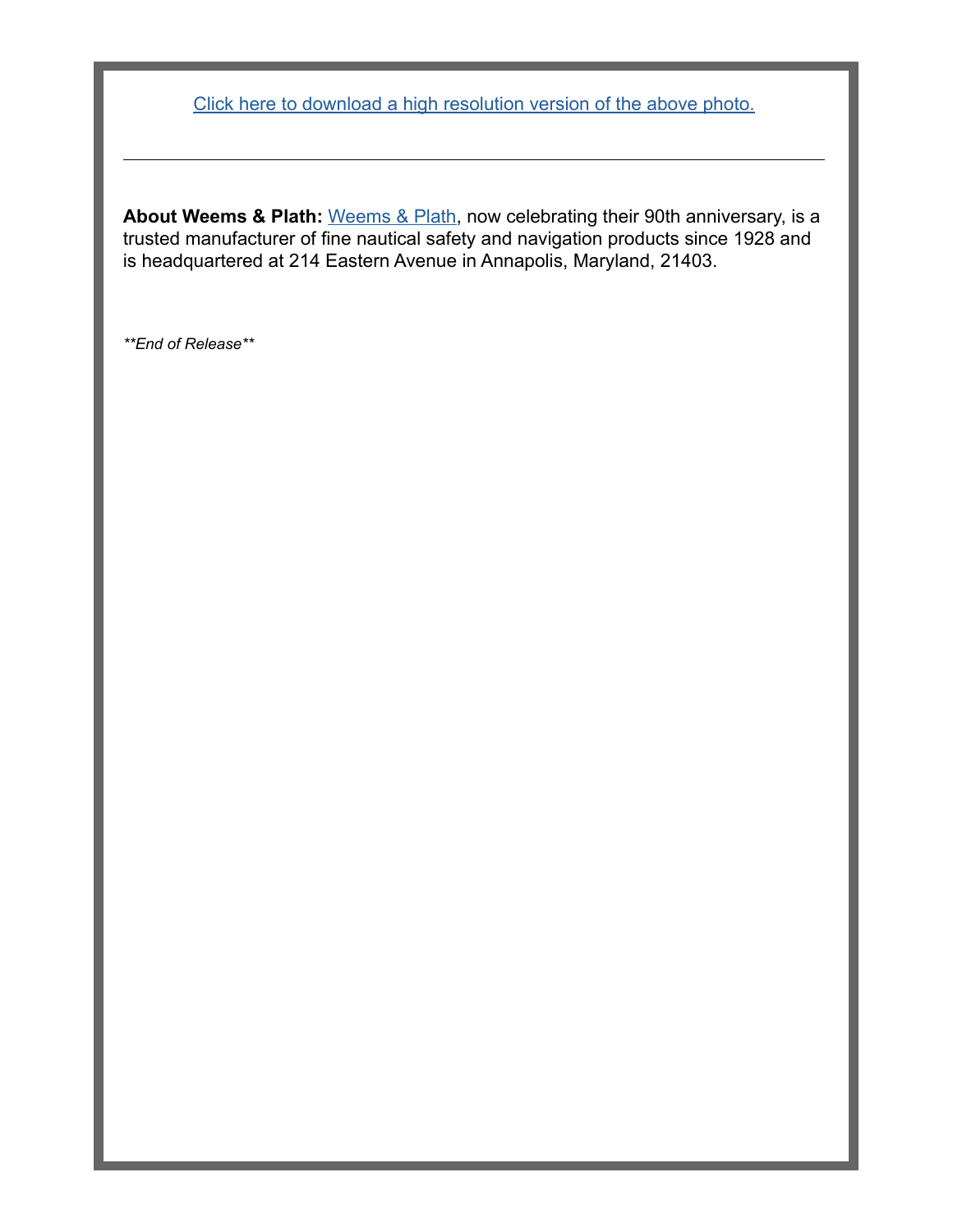Click here to download a high resolution version of the above photo.

---

**About Weems & Plath:** Weems & Plath, now celebrating their 90th anniversary, is a trusted manufacturer of fine nautical safety and navigation products since 1928 and is headquartered at 214 Eastern Avenue in Annapolis, Maryland, 21403.

*\*\*End of Release\*\**